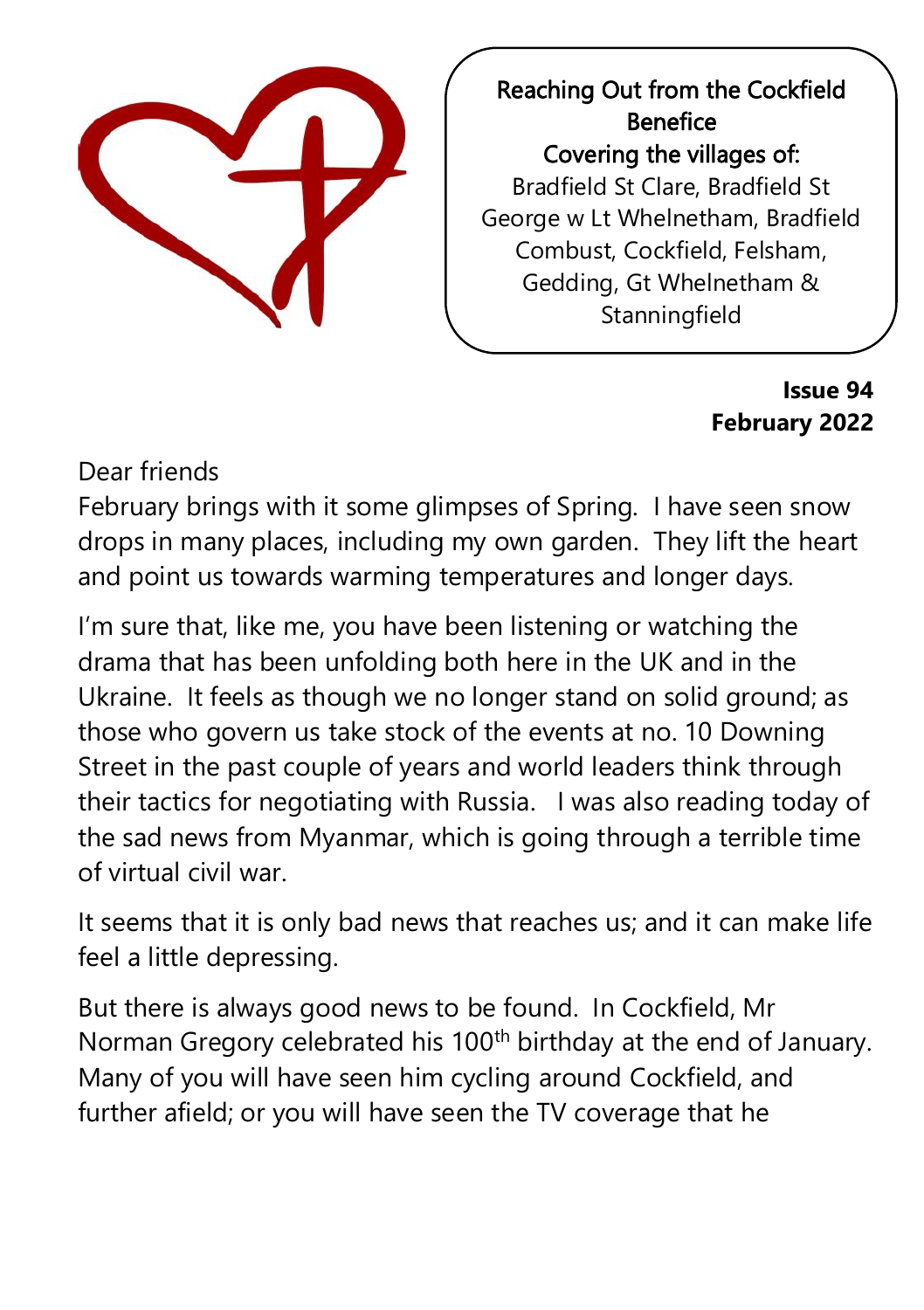**Reaching Out from the Cockfield Benefice**

**Covering the villages of:**

Bradfield St Clare, Bradfield St George w Lt Whelnetham, Bradfield Combust, Cockfield, Felsham, Gedding, Gt Whelnetham & Stanningfield

**Issue 94**
**February 2022**

Dear friends

February brings with it some glimpses of Spring. I have seen snow drops in many places, including my own garden. They lift the heart and point us towards warming temperatures and longer days.

I'm sure that, like me, you have been listening or watching the drama that has been unfolding both here in the UK and in the Ukraine. It feels as though we no longer stand on solid ground; as those who govern us take stock of the events at no. 10 Downing Street in the past couple of years and world leaders think through their tactics for negotiating with Russia. I was also reading today of the sad news from Myanmar, which is going through a terrible time of virtual civil war.

It seems that it is only bad news that reaches us; and it can make life feel a little depressing.

But there is always good news to be found. In Cockfield, Mr Norman Gregory celebrated his 100th birthday at the end of January. Many of you will have seen him cycling around Cockfield, and further afield; or you will have seen the TV coverage that he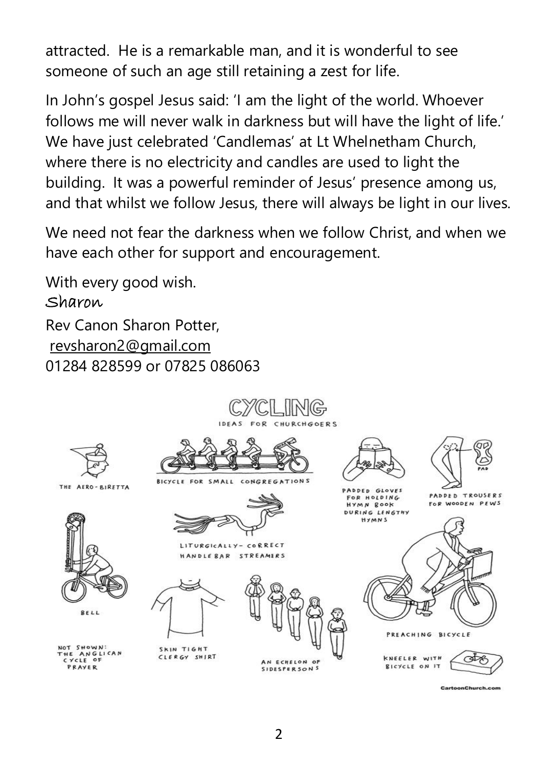attracted. He is a remarkable man, and it is wonderful to see someone of such an age still retaining a zest for life.

In John's gospel Jesus said: 'I am the light of the world. Whoever follows me will never walk in darkness but will have the light of life.' We have just celebrated 'Candlemas' at Lt Whelnetham Church, where there is no electricity and candles are used to light the building. It was a powerful reminder of Jesus' presence among us, and that whilst we follow Jesus, there will always be light in our lives.

We need not fear the darkness when we follow Christ, and when we have each other for support and encouragement.

With every good wish.
Sharon
Rev Canon Sharon Potter,
revsharon2@gmail.com
01284 828599 or 07825 086063

CYCLING

IDEAS FOR CHURCHGOERS

THE AERO-BIRETTA

BICYCLE FOR SMALL CONGREGATIONS

PADDED GLOVES FOR HOLDING HYMN BOOK DURING LENGTHY HYMNS

PADDED TROUSERS FOR WOODEN PEWS

PAD

LITURGICALLY-CORRECT HANDLEBAR STREAMERS

BELL

PREACHING BICYCLE

NOT SHOWN: THE ANGLICAN CYCLE OF PRAYER

SKIN TIGHT CLERGY SHIRT

AN ECHELON OF SIDESPERSONS

KNEELER WITH BICYCLE ON IT

CartoonChurch.com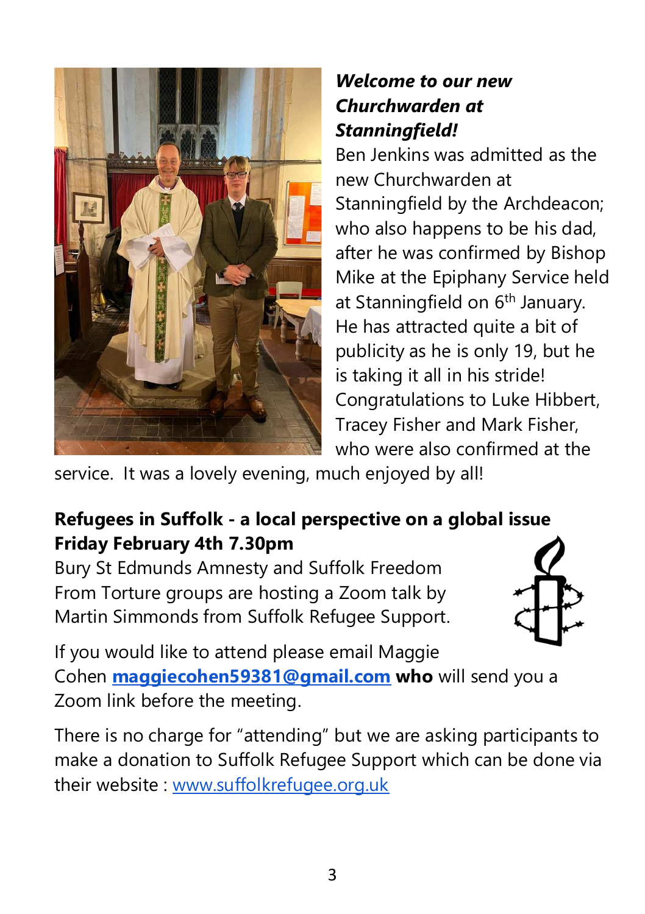***Welcome to our new Churchwarden at Stanningfield!***

Ben Jenkins was admitted as the new Churchwarden at Stanningfield by the Archdeacon; who also happens to be his dad, after he was confirmed by Bishop Mike at the Epiphany Service held at Stanningfield on 6th January. He has attracted quite a bit of publicity as he is only 19, but he is taking it all in his stride! Congratulations to Luke Hibbert, Tracey Fisher and Mark Fisher, who were also confirmed at the service. It was a lovely evening, much enjoyed by all!

**Refugees in Suffolk - a local perspective on a global issue**
**Friday February 4th 7.30pm**

Bury St Edmunds Amnesty and Suffolk Freedom From Torture groups are hosting a Zoom talk by Martin Simmonds from Suffolk Refugee Support.

If you would like to attend please email Maggie Cohen **maggiecohen59381@gmail.com who** will send you a Zoom link before the meeting.

There is no charge for "attending" but we are asking participants to make a donation to Suffolk Refugee Support which can be done via their website : www.suffolkrefugee.org.uk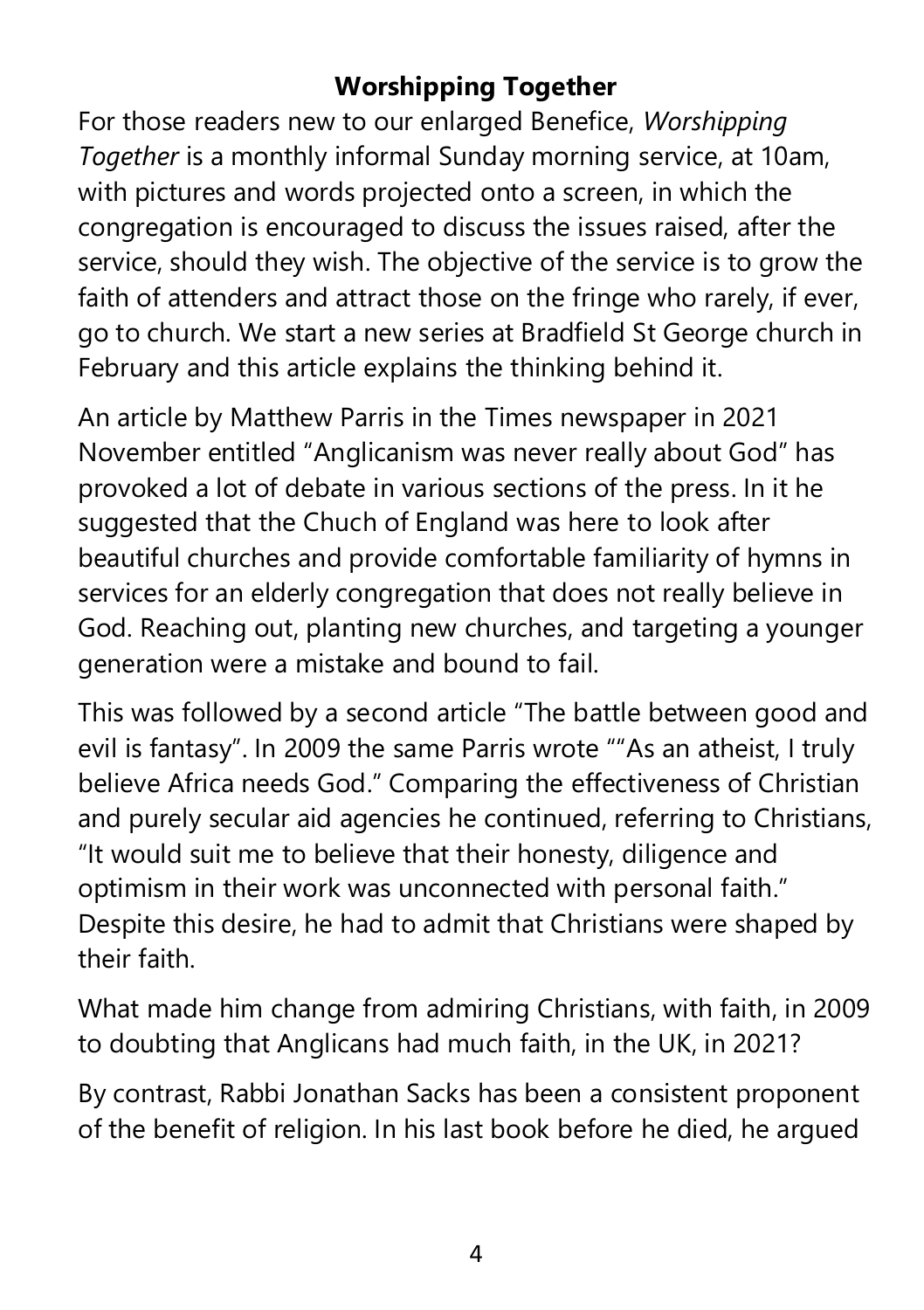## Worshipping Together

For those readers new to our enlarged Benefice, *Worshipping Together* is a monthly informal Sunday morning service, at 10am, with pictures and words projected onto a screen, in which the congregation is encouraged to discuss the issues raised, after the service, should they wish. The objective of the service is to grow the faith of attenders and attract those on the fringe who rarely, if ever, go to church. We start a new series at Bradfield St George church in February and this article explains the thinking behind it.

An article by Matthew Parris in the Times newspaper in 2021 November entitled "Anglicanism was never really about God" has provoked a lot of debate in various sections of the press. In it he suggested that the Chuch of England was here to look after beautiful churches and provide comfortable familiarity of hymns in services for an elderly congregation that does not really believe in God. Reaching out, planting new churches, and targeting a younger generation were a mistake and bound to fail.

This was followed by a second article "The battle between good and evil is fantasy". In 2009 the same Parris wrote ""As an atheist, I truly believe Africa needs God." Comparing the effectiveness of Christian and purely secular aid agencies he continued, referring to Christians, "It would suit me to believe that their honesty, diligence and optimism in their work was unconnected with personal faith." Despite this desire, he had to admit that Christians were shaped by their faith.

What made him change from admiring Christians, with faith, in 2009 to doubting that Anglicans had much faith, in the UK, in 2021?

By contrast, Rabbi Jonathan Sacks has been a consistent proponent of the benefit of religion. In his last book before he died, he argued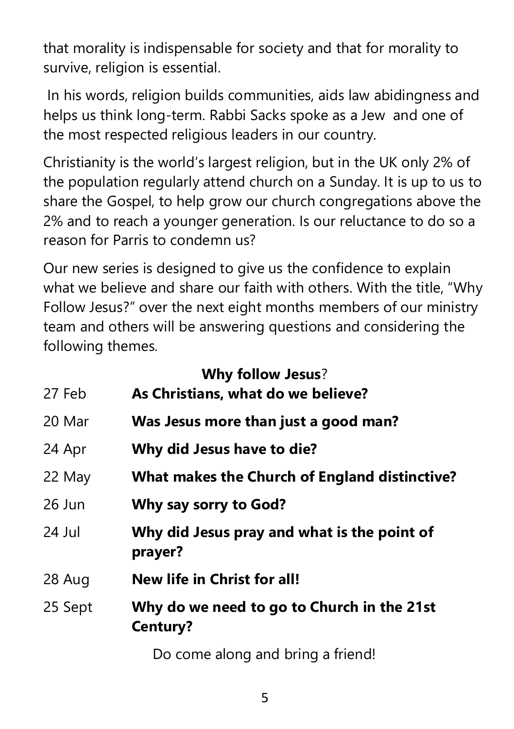that morality is indispensable for society and that for morality to survive, religion is essential.

In his words, religion builds communities, aids law abidingness and helps us think long-term. Rabbi Sacks spoke as a Jew and one of the most respected religious leaders in our country.

Christianity is the world's largest religion, but in the UK only 2% of the population regularly attend church on a Sunday. It is up to us to share the Gospel, to help grow our church congregations above the 2% and to reach a younger generation. Is our reluctance to do so a reason for Parris to condemn us?

Our new series is designed to give us the confidence to explain what we believe and share our faith with others. With the title, "Why Follow Jesus?" over the next eight months members of our ministry team and others will be answering questions and considering the following themes.

**Why follow Jesus**?

| | |
|---|---|
| 27 Feb | **As Christians, what do we believe?** |
| 20 Mar | **Was Jesus more than just a good man?** |
| 24 Apr | **Why did Jesus have to die?** |
| 22 May | **What makes the Church of England distinctive?** |
| 26 Jun | **Why say sorry to God?** |
| 24 Jul | **Why did Jesus pray and what is the point of prayer?** |
| 28 Aug | **New life in Christ for all!** |
| 25 Sept | **Why do we need to go to Church in the 21st Century?** |

Do come along and bring a friend!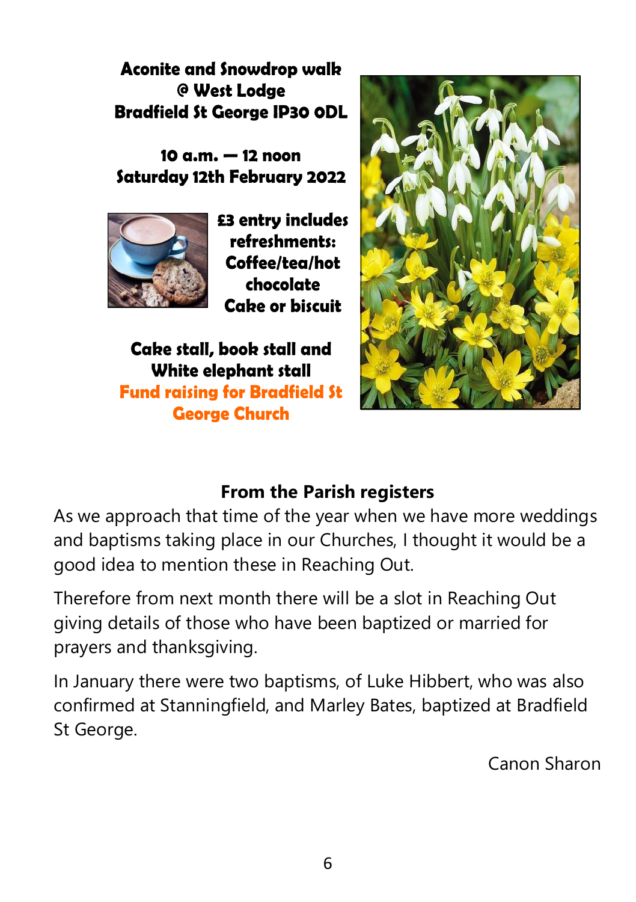**Aconite and Snowdrop walk**
**@ West Lodge**
**Bradfield St George IP30 0DL**

**10 a.m. — 12 noon**
**Saturday 12th February 2022**

**£3 entry includes refreshments:**
**Coffee/tea/hot chocolate**
**Cake or biscuit**

**Cake stall, book stall and White elephant stall**
**Fund raising for Bradfield St George Church**

## From the Parish registers

As we approach that time of the year when we have more weddings and baptisms taking place in our Churches, I thought it would be a good idea to mention these in Reaching Out.

Therefore from next month there will be a slot in Reaching Out giving details of those who have been baptized or married for prayers and thanksgiving.

In January there were two baptisms, of Luke Hibbert, who was also confirmed at Stanningfield, and Marley Bates, baptized at Bradfield St George.

Canon Sharon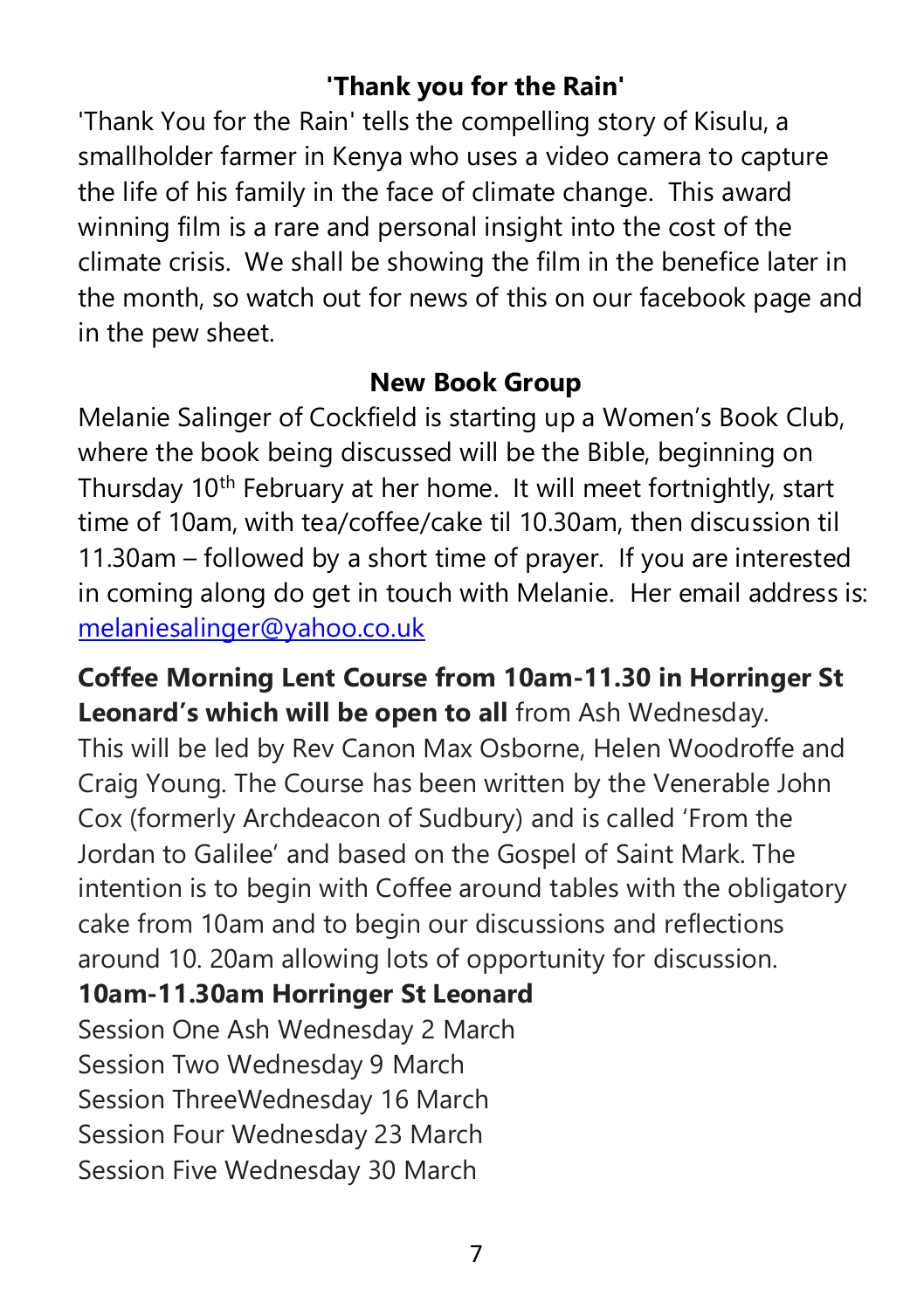## 'Thank you for the Rain'

'Thank You for the Rain' tells the compelling story of Kisulu, a smallholder farmer in Kenya who uses a video camera to capture the life of his family in the face of climate change. This award winning film is a rare and personal insight into the cost of the climate crisis. We shall be showing the film in the benefice later in the month, so watch out for news of this on our facebook page and in the pew sheet.

## New Book Group

Melanie Salinger of Cockfield is starting up a Women's Book Club, where the book being discussed will be the Bible, beginning on Thursday 10th February at her home. It will meet fortnightly, start time of 10am, with tea/coffee/cake til 10.30am, then discussion til 11.30am – followed by a short time of prayer. If you are interested in coming along do get in touch with Melanie. Her email address is: melaniesalinger@yahoo.co.uk

**Coffee Morning Lent Course from 10am-11.30 in Horringer St Leonard's which will be open to all** from Ash Wednesday. This will be led by Rev Canon Max Osborne, Helen Woodroffe and Craig Young. The Course has been written by the Venerable John Cox (formerly Archdeacon of Sudbury) and is called 'From the Jordan to Galilee' and based on the Gospel of Saint Mark. The intention is to begin with Coffee around tables with the obligatory cake from 10am and to begin our discussions and reflections around 10. 20am allowing lots of opportunity for discussion.

**10am-11.30am Horringer St Leonard**

Session One Ash Wednesday 2 March
Session Two Wednesday 9 March
Session ThreeWednesday 16 March
Session Four Wednesday 23 March
Session Five Wednesday 30 March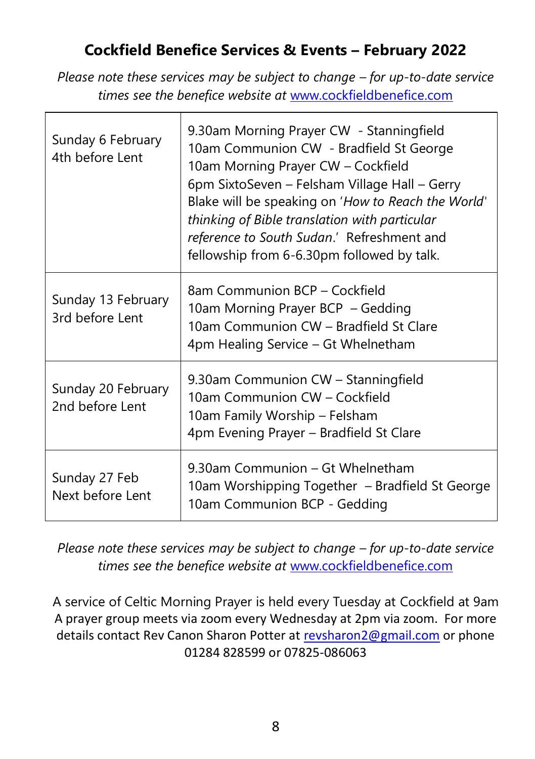## Cockfield Benefice Services & Events – February 2022

*Please note these services may be subject to change – for up-to-date service times see the benefice website at* [www.cockfieldbenefice.com](http://www.cockfieldbenefice.com)

| | |
|---|---|
| Sunday 6 February<br>4th before Lent | 9.30am Morning Prayer CW - Stanningfield<br>10am Communion CW - Bradfield St George<br>10am Morning Prayer CW – Cockfield<br>6pm SixtoSeven – Felsham Village Hall – Gerry Blake will be speaking on '*How to Reach the World' thinking of Bible translation with particular reference to South Sudan*.' Refreshment and fellowship from 6-6.30pm followed by talk. |
| Sunday 13 February<br>3rd before Lent | 8am Communion BCP – Cockfield<br>10am Morning Prayer BCP – Gedding<br>10am Communion CW – Bradfield St Clare<br>4pm Healing Service – Gt Whelnetham |
| Sunday 20 February<br>2nd before Lent | 9.30am Communion CW – Stanningfield<br>10am Communion CW – Cockfield<br>10am Family Worship – Felsham<br>4pm Evening Prayer – Bradfield St Clare |
| Sunday 27 Feb<br>Next before Lent | 9.30am Communion – Gt Whelnetham<br>10am Worshipping Together – Bradfield St George<br>10am Communion BCP - Gedding |

*Please note these services may be subject to change – for up-to-date service times see the benefice website at* [www.cockfieldbenefice.com](http://www.cockfieldbenefice.com)

A service of Celtic Morning Prayer is held every Tuesday at Cockfield at 9am
A prayer group meets via zoom every Wednesday at 2pm via zoom. For more details contact Rev Canon Sharon Potter at [revsharon2@gmail.com](mailto:revsharon2@gmail.com) or phone 01284 828599 or 07825-086063